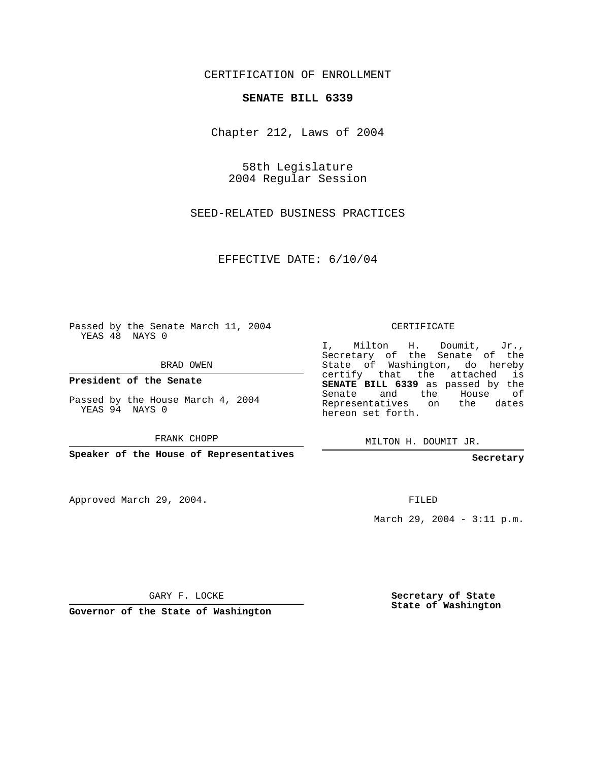CERTIFICATION OF ENROLLMENT

**SENATE BILL 6339**

Chapter 212, Laws of 2004

58th Legislature
2004 Regular Session

SEED-RELATED BUSINESS PRACTICES

EFFECTIVE DATE: 6/10/04

Passed by the Senate March 11, 2004
YEAS 48 NAYS 0

BRAD OWEN

**President of the Senate**

Passed by the House March 4, 2004
YEAS 94 NAYS 0

FRANK CHOPP

**Speaker of the House of Representatives**

CERTIFICATE

I, Milton H. Doumit, Jr., Secretary of the Senate of the State of Washington, do hereby certify that the attached is **SENATE BILL 6339** as passed by the Senate and the House of Representatives on the dates hereon set forth.

MILTON H. DOUMIT JR.

**Secretary**

Approved March 29, 2004.

FILED

March 29, 2004 - 3:11 p.m.

GARY F. LOCKE

**Governor of the State of Washington**

**Secretary of State**
**State of Washington**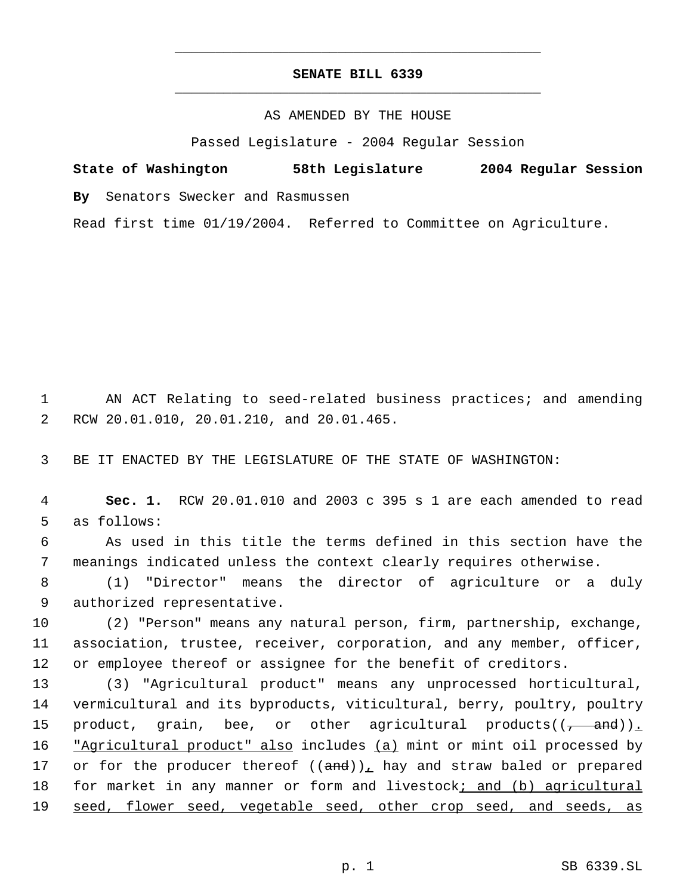# SENATE BILL 6339

AS AMENDED BY THE HOUSE

Passed Legislature - 2004 Regular Session

**State of Washington 58th Legislature 2004 Regular Session**

**By** Senators Swecker and Rasmussen

Read first time 01/19/2004. Referred to Committee on Agriculture.

AN ACT Relating to seed-related business practices; and amending RCW 20.01.010, 20.01.210, and 20.01.465.

BE IT ENACTED BY THE LEGISLATURE OF THE STATE OF WASHINGTON:

**Sec. 1.** RCW 20.01.010 and 2003 c 395 s 1 are each amended to read as follows:

As used in this title the terms defined in this section have the meanings indicated unless the context clearly requires otherwise.

(1) "Director" means the director of agriculture or a duly authorized representative.

(2) "Person" means any natural person, firm, partnership, exchange, association, trustee, receiver, corporation, and any member, officer, or employee thereof or assignee for the benefit of creditors.

(3) "Agricultural product" means any unprocessed horticultural, vermicultural and its byproducts, viticultural, berry, poultry, poultry product, grain, bee, or other agricultural products((~~, and~~))<u>. "Agricultural product" also</u> includes <u>(a)</u> mint or mint oil processed by or for the producer thereof ((~~and~~))<u>,</u> hay and straw baled or prepared for market in any manner or form and livestock<u>; and (b) agricultural seed, flower seed, vegetable seed, other crop seed, and seeds, as</u>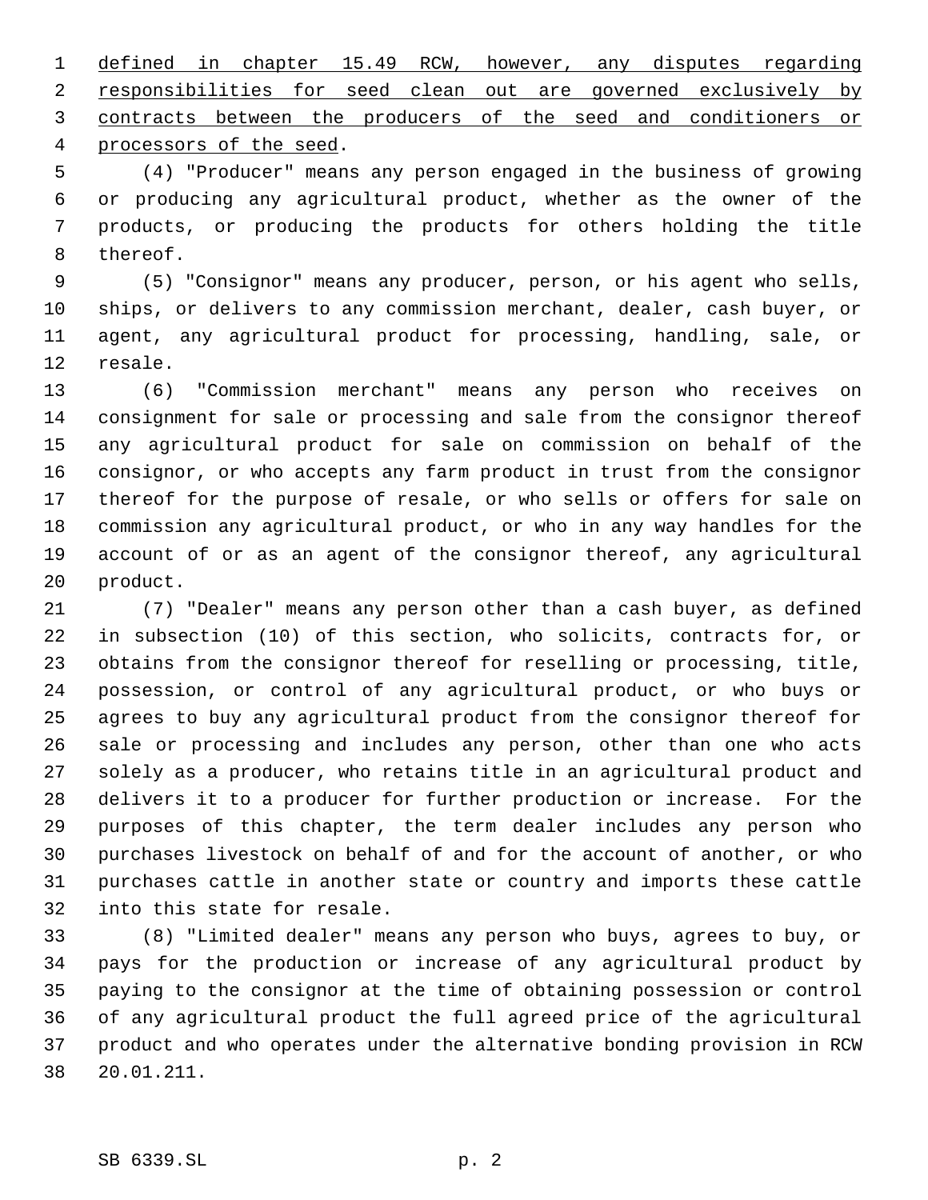defined in chapter 15.49 RCW, however, any disputes regarding responsibilities for seed clean out are governed exclusively by contracts between the producers of the seed and conditioners or processors of the seed.

(4) "Producer" means any person engaged in the business of growing or producing any agricultural product, whether as the owner of the products, or producing the products for others holding the title thereof.

(5) "Consignor" means any producer, person, or his agent who sells, ships, or delivers to any commission merchant, dealer, cash buyer, or agent, any agricultural product for processing, handling, sale, or resale.

(6) "Commission merchant" means any person who receives on consignment for sale or processing and sale from the consignor thereof any agricultural product for sale on commission on behalf of the consignor, or who accepts any farm product in trust from the consignor thereof for the purpose of resale, or who sells or offers for sale on commission any agricultural product, or who in any way handles for the account of or as an agent of the consignor thereof, any agricultural product.

(7) "Dealer" means any person other than a cash buyer, as defined in subsection (10) of this section, who solicits, contracts for, or obtains from the consignor thereof for reselling or processing, title, possession, or control of any agricultural product, or who buys or agrees to buy any agricultural product from the consignor thereof for sale or processing and includes any person, other than one who acts solely as a producer, who retains title in an agricultural product and delivers it to a producer for further production or increase. For the purposes of this chapter, the term dealer includes any person who purchases livestock on behalf of and for the account of another, or who purchases cattle in another state or country and imports these cattle into this state for resale.

(8) "Limited dealer" means any person who buys, agrees to buy, or pays for the production or increase of any agricultural product by paying to the consignor at the time of obtaining possession or control of any agricultural product the full agreed price of the agricultural product and who operates under the alternative bonding provision in RCW 20.01.211.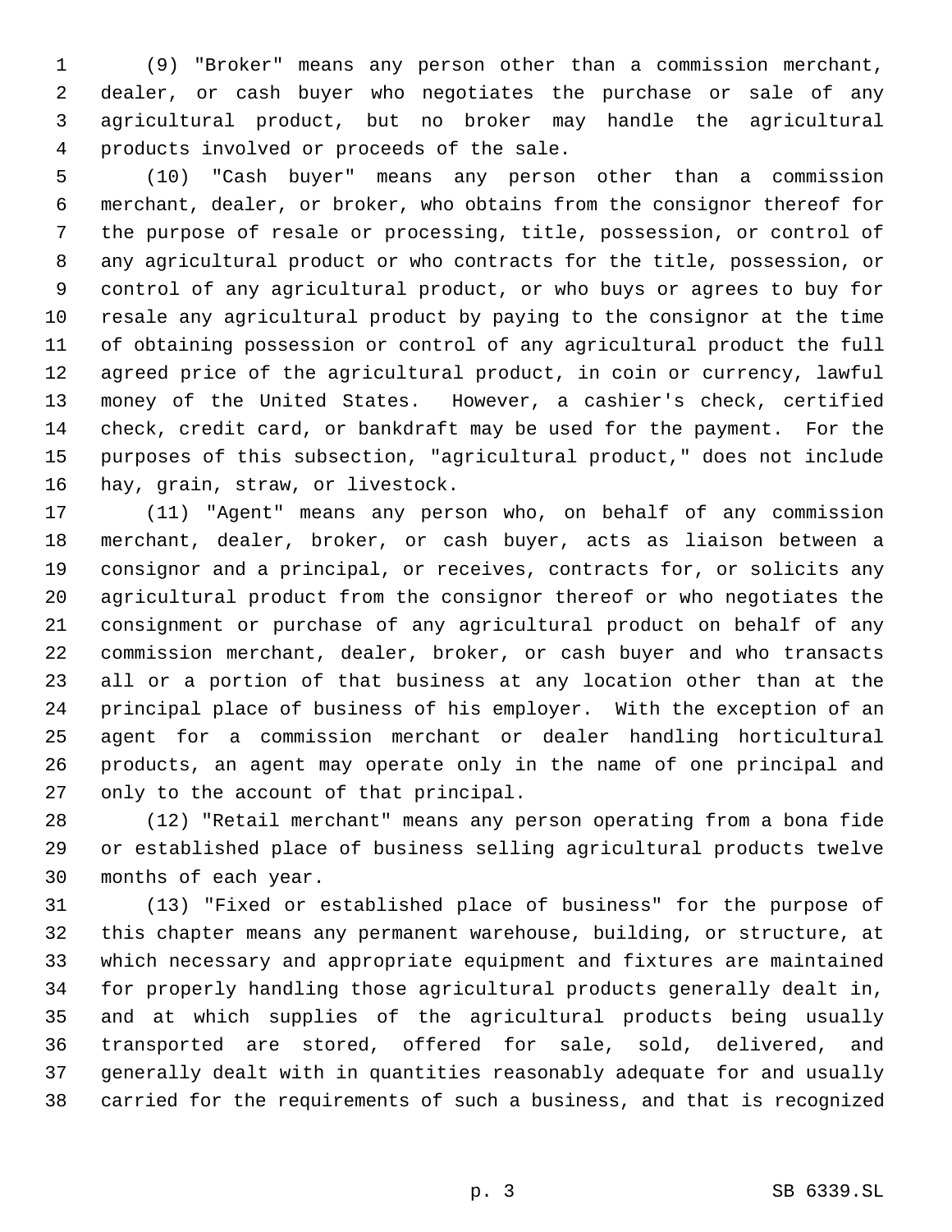(9) "Broker" means any person other than a commission merchant, dealer, or cash buyer who negotiates the purchase or sale of any agricultural product, but no broker may handle the agricultural products involved or proceeds of the sale.

(10) "Cash buyer" means any person other than a commission merchant, dealer, or broker, who obtains from the consignor thereof for the purpose of resale or processing, title, possession, or control of any agricultural product or who contracts for the title, possession, or control of any agricultural product, or who buys or agrees to buy for resale any agricultural product by paying to the consignor at the time of obtaining possession or control of any agricultural product the full agreed price of the agricultural product, in coin or currency, lawful money of the United States. However, a cashier's check, certified check, credit card, or bankdraft may be used for the payment. For the purposes of this subsection, "agricultural product," does not include hay, grain, straw, or livestock.

(11) "Agent" means any person who, on behalf of any commission merchant, dealer, broker, or cash buyer, acts as liaison between a consignor and a principal, or receives, contracts for, or solicits any agricultural product from the consignor thereof or who negotiates the consignment or purchase of any agricultural product on behalf of any commission merchant, dealer, broker, or cash buyer and who transacts all or a portion of that business at any location other than at the principal place of business of his employer. With the exception of an agent for a commission merchant or dealer handling horticultural products, an agent may operate only in the name of one principal and only to the account of that principal.

(12) "Retail merchant" means any person operating from a bona fide or established place of business selling agricultural products twelve months of each year.

(13) "Fixed or established place of business" for the purpose of this chapter means any permanent warehouse, building, or structure, at which necessary and appropriate equipment and fixtures are maintained for properly handling those agricultural products generally dealt in, and at which supplies of the agricultural products being usually transported are stored, offered for sale, sold, delivered, and generally dealt with in quantities reasonably adequate for and usually carried for the requirements of such a business, and that is recognized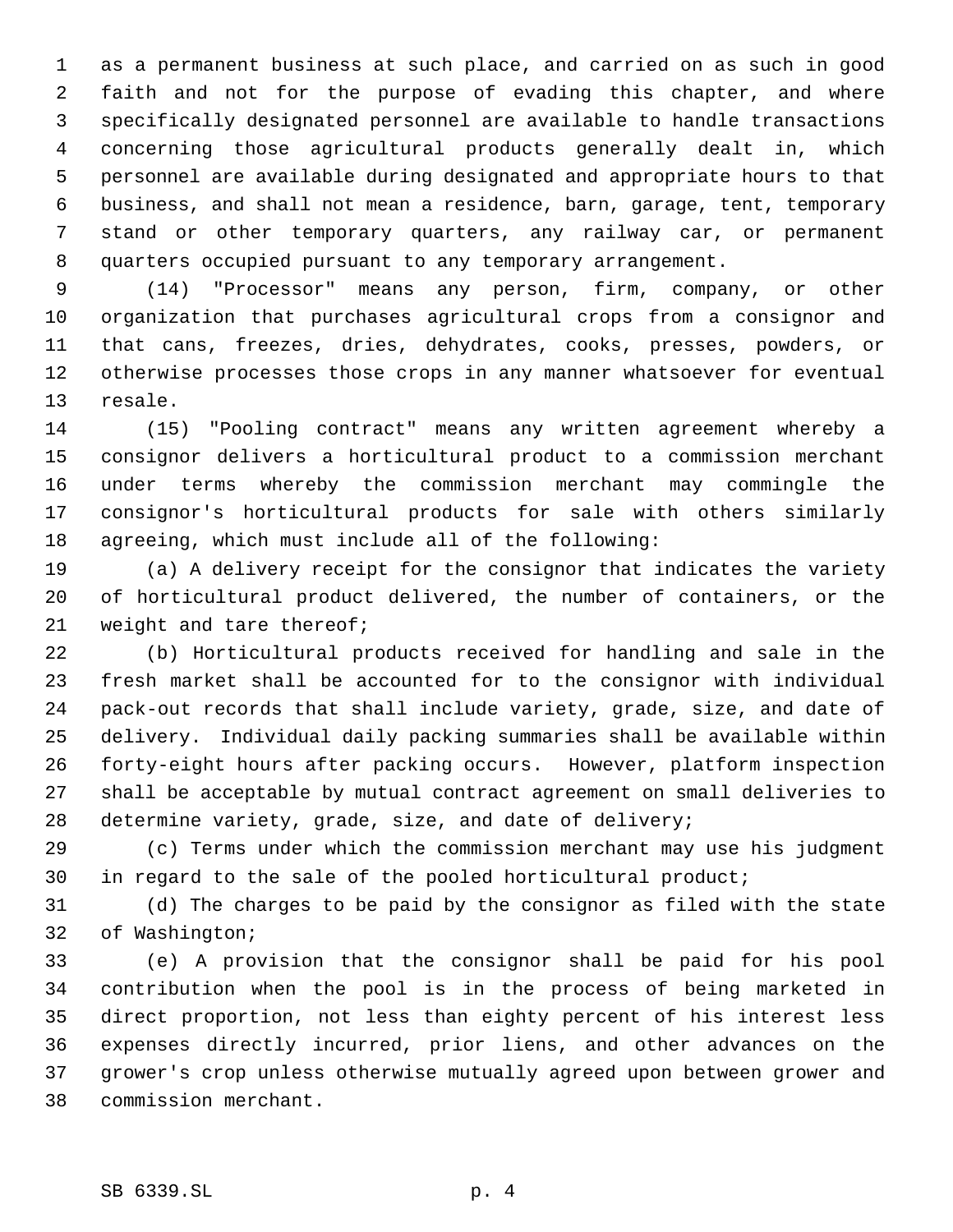as a permanent business at such place, and carried on as such in good faith and not for the purpose of evading this chapter, and where specifically designated personnel are available to handle transactions concerning those agricultural products generally dealt in, which personnel are available during designated and appropriate hours to that business, and shall not mean a residence, barn, garage, tent, temporary stand or other temporary quarters, any railway car, or permanent quarters occupied pursuant to any temporary arrangement.

(14) "Processor" means any person, firm, company, or other organization that purchases agricultural crops from a consignor and that cans, freezes, dries, dehydrates, cooks, presses, powders, or otherwise processes those crops in any manner whatsoever for eventual resale.

(15) "Pooling contract" means any written agreement whereby a consignor delivers a horticultural product to a commission merchant under terms whereby the commission merchant may commingle the consignor's horticultural products for sale with others similarly agreeing, which must include all of the following:

(a) A delivery receipt for the consignor that indicates the variety of horticultural product delivered, the number of containers, or the weight and tare thereof;

(b) Horticultural products received for handling and sale in the fresh market shall be accounted for to the consignor with individual pack-out records that shall include variety, grade, size, and date of delivery. Individual daily packing summaries shall be available within forty-eight hours after packing occurs. However, platform inspection shall be acceptable by mutual contract agreement on small deliveries to determine variety, grade, size, and date of delivery;

(c) Terms under which the commission merchant may use his judgment in regard to the sale of the pooled horticultural product;

(d) The charges to be paid by the consignor as filed with the state of Washington;

(e) A provision that the consignor shall be paid for his pool contribution when the pool is in the process of being marketed in direct proportion, not less than eighty percent of his interest less expenses directly incurred, prior liens, and other advances on the grower's crop unless otherwise mutually agreed upon between grower and commission merchant.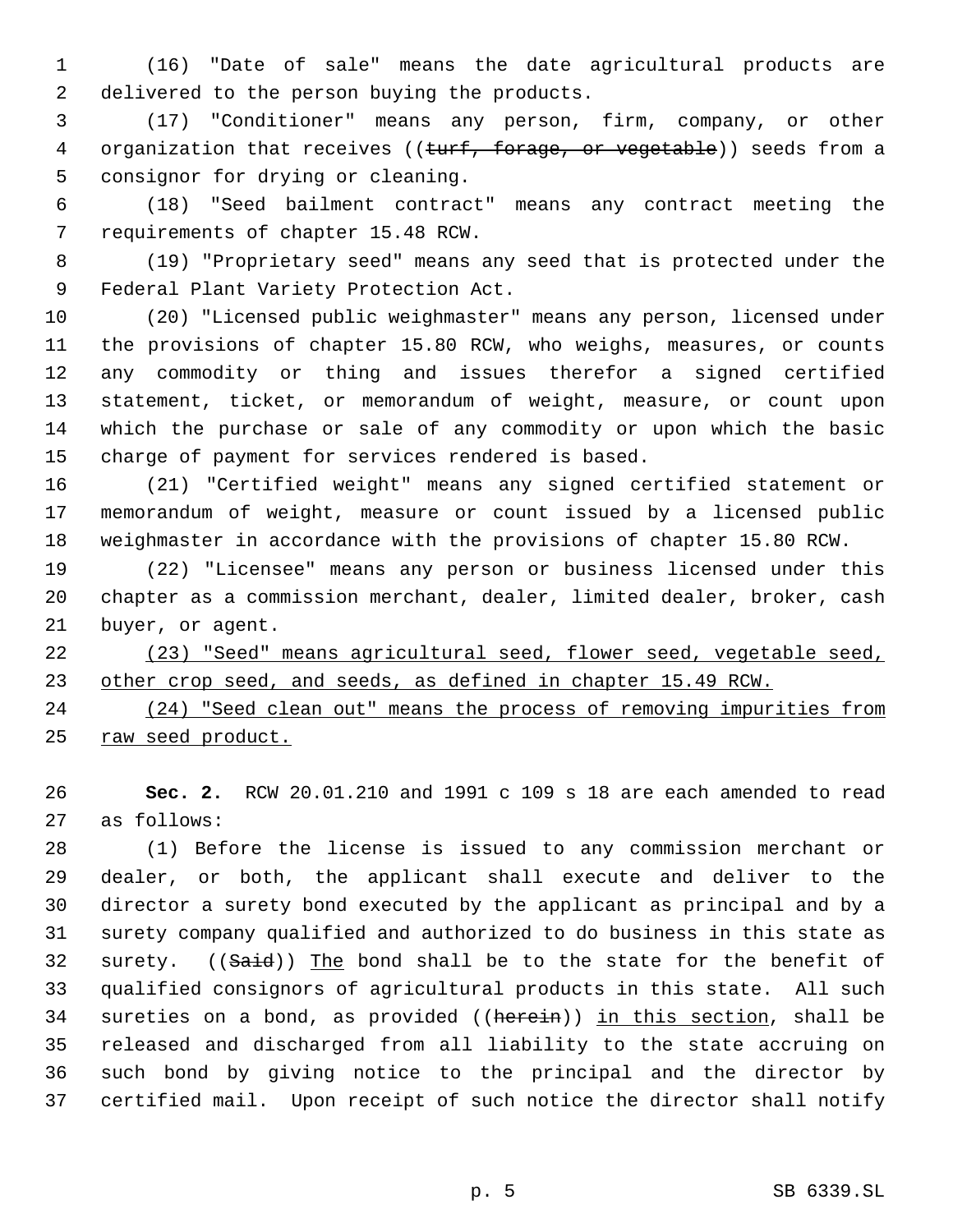(16) "Date of sale" means the date agricultural products are delivered to the person buying the products.

(17) "Conditioner" means any person, firm, company, or other organization that receives ((~~turf, forage, or vegetable~~)) seeds from a consignor for drying or cleaning.

(18) "Seed bailment contract" means any contract meeting the requirements of chapter 15.48 RCW.

(19) "Proprietary seed" means any seed that is protected under the Federal Plant Variety Protection Act.

(20) "Licensed public weighmaster" means any person, licensed under the provisions of chapter 15.80 RCW, who weighs, measures, or counts any commodity or thing and issues therefor a signed certified statement, ticket, or memorandum of weight, measure, or count upon which the purchase or sale of any commodity or upon which the basic charge of payment for services rendered is based.

(21) "Certified weight" means any signed certified statement or memorandum of weight, measure or count issued by a licensed public weighmaster in accordance with the provisions of chapter 15.80 RCW.

(22) "Licensee" means any person or business licensed under this chapter as a commission merchant, dealer, limited dealer, broker, cash buyer, or agent.

<u>(23) "Seed" means agricultural seed, flower seed, vegetable seed, other crop seed, and seeds, as defined in chapter 15.49 RCW.</u>

<u>(24) "Seed clean out" means the process of removing impurities from raw seed product.</u>

**Sec. 2.** RCW 20.01.210 and 1991 c 109 s 18 are each amended to read as follows:

(1) Before the license is issued to any commission merchant or dealer, or both, the applicant shall execute and deliver to the director a surety bond executed by the applicant as principal and by a surety company qualified and authorized to do business in this state as surety. ((~~Said~~)) <u>The</u> bond shall be to the state for the benefit of qualified consignors of agricultural products in this state. All such sureties on a bond, as provided ((~~herein~~)) <u>in this section</u>, shall be released and discharged from all liability to the state accruing on such bond by giving notice to the principal and the director by certified mail. Upon receipt of such notice the director shall notify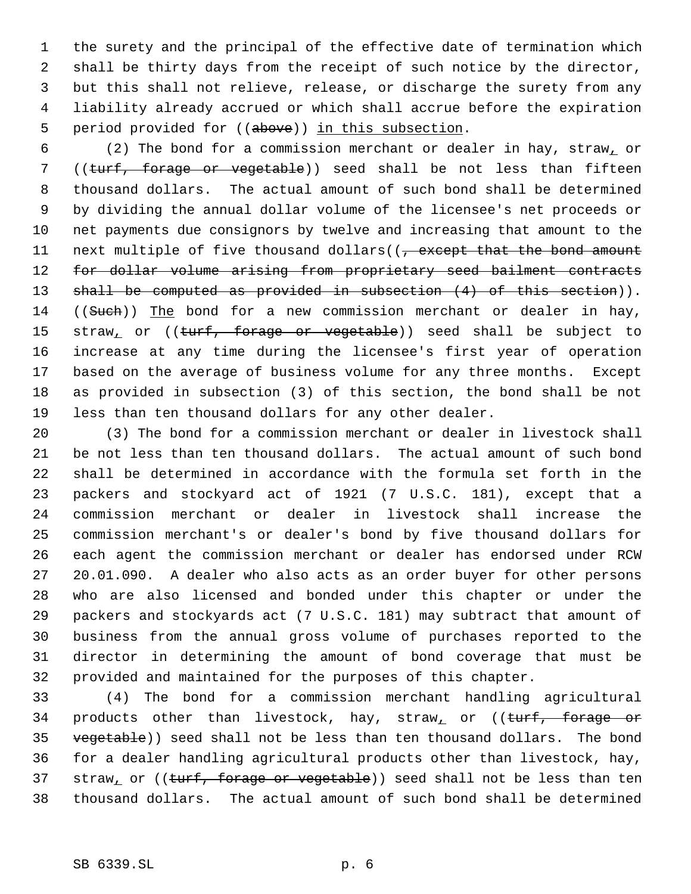the surety and the principal of the effective date of termination which shall be thirty days from the receipt of such notice by the director, but this shall not relieve, release, or discharge the surety from any liability already accrued or which shall accrue before the expiration period provided for ((~~above~~)) <u>in this subsection</u>.

(2) The bond for a commission merchant or dealer in hay, straw<u>,</u> or ((~~turf, forage or vegetable~~)) seed shall be not less than fifteen thousand dollars. The actual amount of such bond shall be determined by dividing the annual dollar volume of the licensee's net proceeds or net payments due consignors by twelve and increasing that amount to the next multiple of five thousand dollars((~~, except that the bond amount for dollar volume arising from proprietary seed bailment contracts shall be computed as provided in subsection (4) of this section~~)). ((~~Such~~)) <u>The</u> bond for a new commission merchant or dealer in hay, straw<u>,</u> or ((~~turf, forage or vegetable~~)) seed shall be subject to increase at any time during the licensee's first year of operation based on the average of business volume for any three months. Except as provided in subsection (3) of this section, the bond shall be not less than ten thousand dollars for any other dealer.

(3) The bond for a commission merchant or dealer in livestock shall be not less than ten thousand dollars. The actual amount of such bond shall be determined in accordance with the formula set forth in the packers and stockyard act of 1921 (7 U.S.C. 181), except that a commission merchant or dealer in livestock shall increase the commission merchant's or dealer's bond by five thousand dollars for each agent the commission merchant or dealer has endorsed under RCW 20.01.090. A dealer who also acts as an order buyer for other persons who are also licensed and bonded under this chapter or under the packers and stockyards act (7 U.S.C. 181) may subtract that amount of business from the annual gross volume of purchases reported to the director in determining the amount of bond coverage that must be provided and maintained for the purposes of this chapter.

(4) The bond for a commission merchant handling agricultural products other than livestock, hay, straw<u>,</u> or ((~~turf, forage or vegetable~~)) seed shall not be less than ten thousand dollars. The bond for a dealer handling agricultural products other than livestock, hay, straw<u>,</u> or ((~~turf, forage or vegetable~~)) seed shall not be less than ten thousand dollars. The actual amount of such bond shall be determined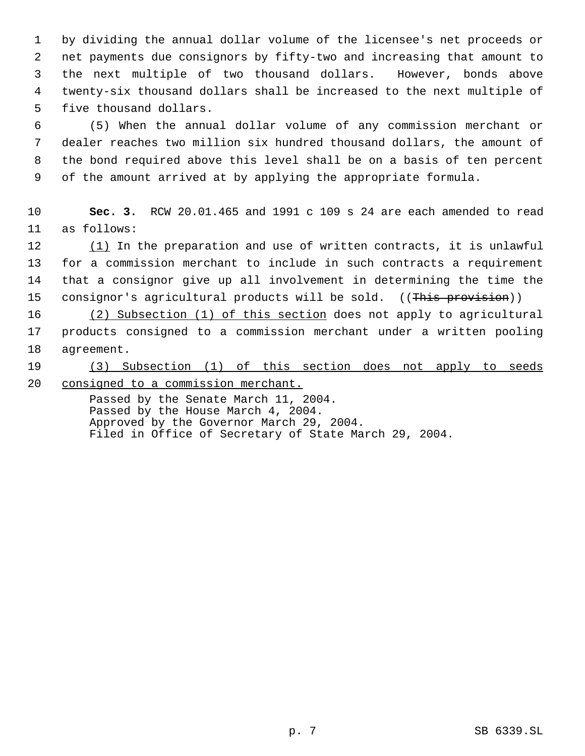by dividing the annual dollar volume of the licensee's net proceeds or net payments due consignors by fifty-two and increasing that amount to the next multiple of two thousand dollars. However, bonds above twenty-six thousand dollars shall be increased to the next multiple of five thousand dollars.

(5) When the annual dollar volume of any commission merchant or dealer reaches two million six hundred thousand dollars, the amount of the bond required above this level shall be on a basis of ten percent of the amount arrived at by applying the appropriate formula.

**Sec. 3.** RCW 20.01.465 and 1991 c 109 s 24 are each amended to read as follows:

(1) In the preparation and use of written contracts, it is unlawful for a commission merchant to include in such contracts a requirement that a consignor give up all involvement in determining the time the consignor's agricultural products will be sold. ((~~This provision~~))

(2) Subsection (1) of this section does not apply to agricultural products consigned to a commission merchant under a written pooling agreement.

(3) Subsection (1) of this section does not apply to seeds consigned to a commission merchant.

Passed by the Senate March 11, 2004.
Passed by the House March 4, 2004.
Approved by the Governor March 29, 2004.
Filed in Office of Secretary of State March 29, 2004.